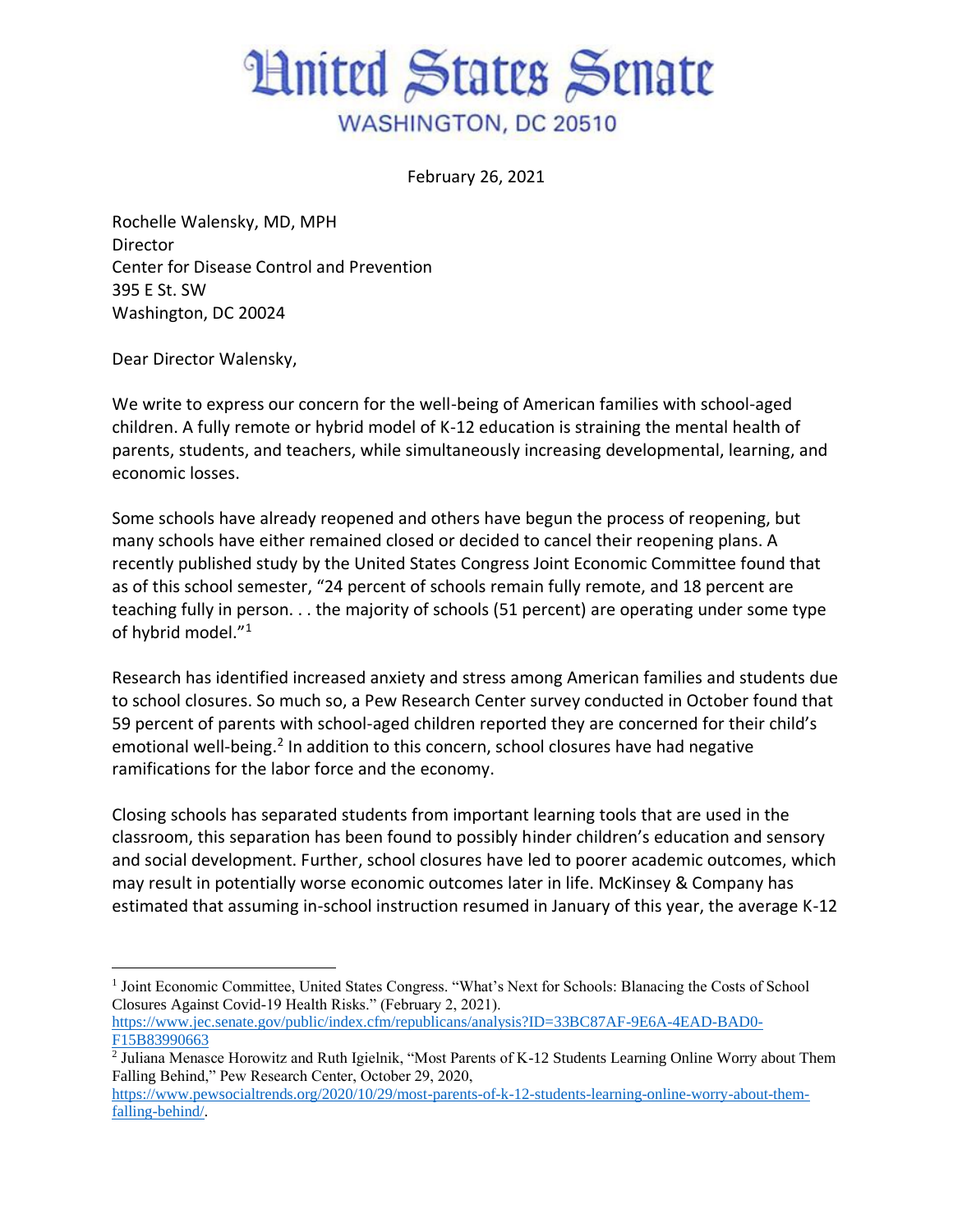# United States Senate

WASHINGTON, DC 20510

February 26, 2021

Rochelle Walensky, MD, MPH
Director
Center for Disease Control and Prevention
395 E St. SW
Washington, DC 20024

Dear Director Walensky,

We write to express our concern for the well-being of American families with school-aged children. A fully remote or hybrid model of K-12 education is straining the mental health of parents, students, and teachers, while simultaneously increasing developmental, learning, and economic losses.

Some schools have already reopened and others have begun the process of reopening, but many schools have either remained closed or decided to cancel their reopening plans. A recently published study by the United States Congress Joint Economic Committee found that as of this school semester, "24 percent of schools remain fully remote, and 18 percent are teaching fully in person. . . the majority of schools (51 percent) are operating under some type of hybrid model."[1]

Research has identified increased anxiety and stress among American families and students due to school closures. So much so, a Pew Research Center survey conducted in October found that 59 percent of parents with school-aged children reported they are concerned for their child's emotional well-being.[2] In addition to this concern, school closures have had negative ramifications for the labor force and the economy.

Closing schools has separated students from important learning tools that are used in the classroom, this separation has been found to possibly hinder children's education and sensory and social development. Further, school closures have led to poorer academic outcomes, which may result in potentially worse economic outcomes later in life. McKinsey & Company has estimated that assuming in-school instruction resumed in January of this year, the average K-12

---

[1] Joint Economic Committee, United States Congress. "What's Next for Schools: Blanacing the Costs of School Closures Against Covid-19 Health Risks." (February 2, 2021). https://www.jec.senate.gov/public/index.cfm/republicans/analysis?ID=33BC87AF-9E6A-4EAD-BAD0-F15B83990663

[2] Juliana Menasce Horowitz and Ruth Igielnik, "Most Parents of K-12 Students Learning Online Worry about Them Falling Behind," Pew Research Center, October 29, 2020, https://www.pewsocialtrends.org/2020/10/29/most-parents-of-k-12-students-learning-online-worry-about-them-falling-behind/.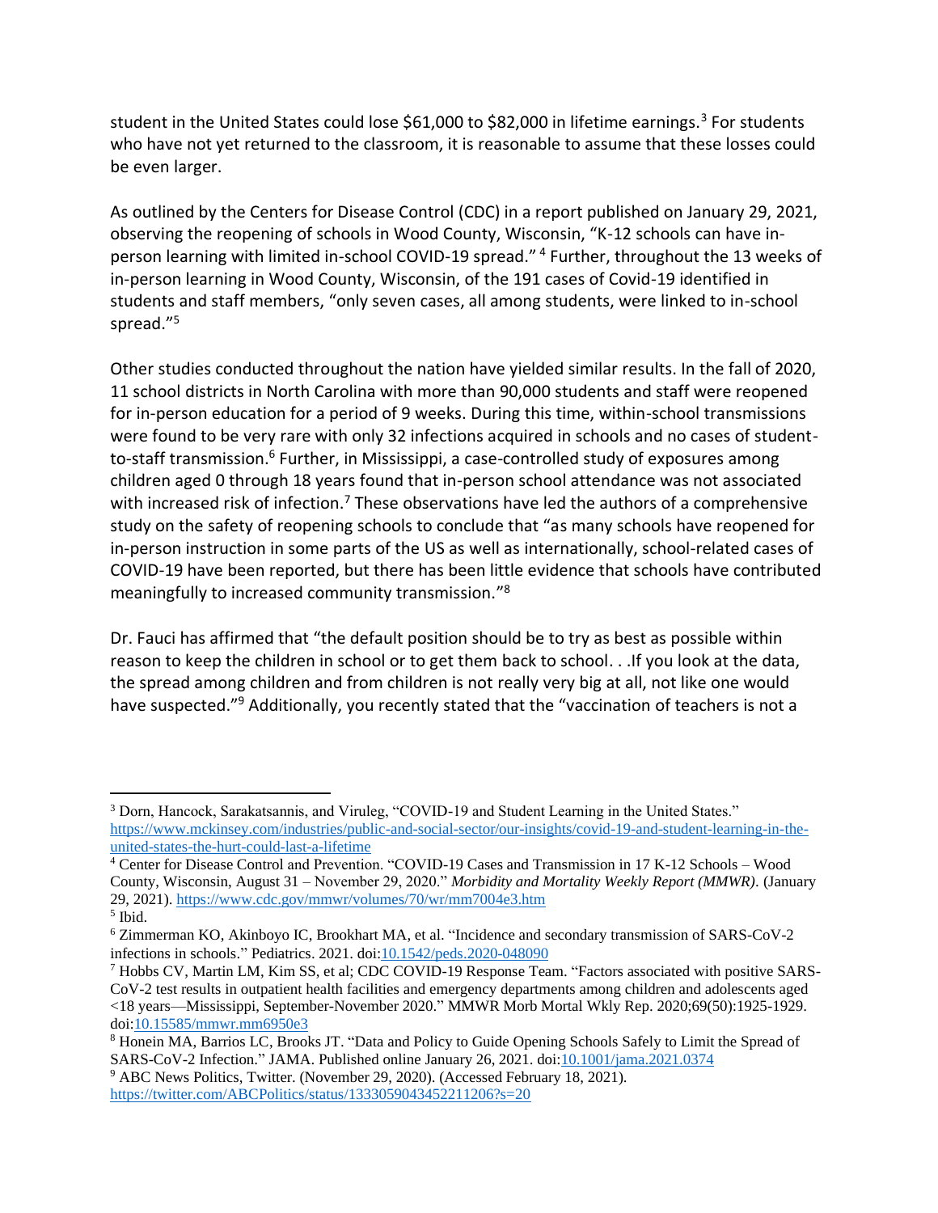student in the United States could lose $61,000 to $82,000 in lifetime earnings.[3] For students who have not yet returned to the classroom, it is reasonable to assume that these losses could be even larger.

As outlined by the Centers for Disease Control (CDC) in a report published on January 29, 2021, observing the reopening of schools in Wood County, Wisconsin, "K-12 schools can have in-person learning with limited in-school COVID-19 spread." [4] Further, throughout the 13 weeks of in-person learning in Wood County, Wisconsin, of the 191 cases of Covid-19 identified in students and staff members, "only seven cases, all among students, were linked to in-school spread."[5]

Other studies conducted throughout the nation have yielded similar results. In the fall of 2020, 11 school districts in North Carolina with more than 90,000 students and staff were reopened for in-person education for a period of 9 weeks. During this time, within-school transmissions were found to be very rare with only 32 infections acquired in schools and no cases of student-to-staff transmission.[6] Further, in Mississippi, a case-controlled study of exposures among children aged 0 through 18 years found that in-person school attendance was not associated with increased risk of infection.[7] These observations have led the authors of a comprehensive study on the safety of reopening schools to conclude that "as many schools have reopened for in-person instruction in some parts of the US as well as internationally, school-related cases of COVID-19 have been reported, but there has been little evidence that schools have contributed meaningfully to increased community transmission."[8]

Dr. Fauci has affirmed that "the default position should be to try as best as possible within reason to keep the children in school or to get them back to school. . .If you look at the data, the spread among children and from children is not really very big at all, not like one would have suspected."[9] Additionally, you recently stated that the "vaccination of teachers is not a

---

[3] Dorn, Hancock, Sarakatsannis, and Viruleg, "COVID-19 and Student Learning in the United States." https://www.mckinsey.com/industries/public-and-social-sector/our-insights/covid-19-and-student-learning-in-the-united-states-the-hurt-could-last-a-lifetime

[4] Center for Disease Control and Prevention. "COVID-19 Cases and Transmission in 17 K-12 Schools – Wood County, Wisconsin, August 31 – November 29, 2020." *Morbidity and Mortality Weekly Report (MMWR)*. (January 29, 2021). https://www.cdc.gov/mmwr/volumes/70/wr/mm7004e3.htm

[5] Ibid.

[6] Zimmerman KO, Akinboyo IC, Brookhart MA, et al. "Incidence and secondary transmission of SARS-CoV-2 infections in schools." Pediatrics. 2021. doi:10.1542/peds.2020-048090

[7] Hobbs CV, Martin LM, Kim SS, et al; CDC COVID-19 Response Team. "Factors associated with positive SARS-CoV-2 test results in outpatient health facilities and emergency departments among children and adolescents aged <18 years—Mississippi, September-November 2020." MMWR Morb Mortal Wkly Rep. 2020;69(50):1925-1929. doi:10.15585/mmwr.mm6950e3

[8] Honein MA, Barrios LC, Brooks JT. "Data and Policy to Guide Opening Schools Safely to Limit the Spread of SARS-CoV-2 Infection." JAMA. Published online January 26, 2021. doi:10.1001/jama.2021.0374

[9] ABC News Politics, Twitter. (November 29, 2020). (Accessed February 18, 2021). https://twitter.com/ABCPolitics/status/1333059043452211206?s=20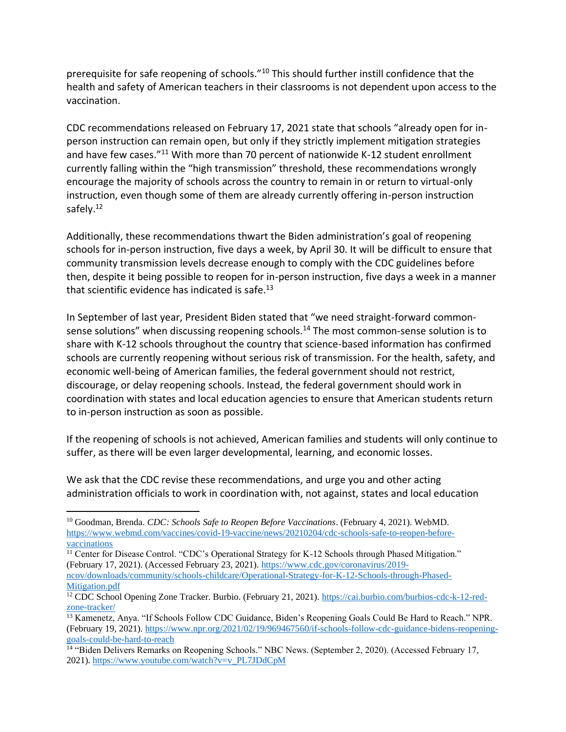prerequisite for safe reopening of schools."[10] This should further instill confidence that the health and safety of American teachers in their classrooms is not dependent upon access to the vaccination.

CDC recommendations released on February 17, 2021 state that schools "already open for in-person instruction can remain open, but only if they strictly implement mitigation strategies and have few cases."[11] With more than 70 percent of nationwide K-12 student enrollment currently falling within the "high transmission" threshold, these recommendations wrongly encourage the majority of schools across the country to remain in or return to virtual-only instruction, even though some of them are already currently offering in-person instruction safely.[12]

Additionally, these recommendations thwart the Biden administration's goal of reopening schools for in-person instruction, five days a week, by April 30. It will be difficult to ensure that community transmission levels decrease enough to comply with the CDC guidelines before then, despite it being possible to reopen for in-person instruction, five days a week in a manner that scientific evidence has indicated is safe.[13]

In September of last year, President Biden stated that "we need straight-forward common-sense solutions" when discussing reopening schools.[14] The most common-sense solution is to share with K-12 schools throughout the country that science-based information has confirmed schools are currently reopening without serious risk of transmission. For the health, safety, and economic well-being of American families, the federal government should not restrict, discourage, or delay reopening schools. Instead, the federal government should work in coordination with states and local education agencies to ensure that American students return to in-person instruction as soon as possible.

If the reopening of schools is not achieved, American families and students will only continue to suffer, as there will be even larger developmental, learning, and economic losses.

We ask that the CDC revise these recommendations, and urge you and other acting administration officials to work in coordination with, not against, states and local education

---

[10] Goodman, Brenda. *CDC: Schools Safe to Reopen Before Vaccinations*. (February 4, 2021). WebMD. https://www.webmd.com/vaccines/covid-19-vaccine/news/20210204/cdc-schools-safe-to-reopen-before-vaccinations

[11] Center for Disease Control. "CDC's Operational Strategy for K-12 Schools through Phased Mitigation." (February 17, 2021). (Accessed February 23, 2021). https://www.cdc.gov/coronavirus/2019-ncov/downloads/community/schools-childcare/Operational-Strategy-for-K-12-Schools-through-Phased-Mitigation.pdf

[12] CDC School Opening Zone Tracker. Burbio. (February 21, 2021). https://cai.burbio.com/burbios-cdc-k-12-red-zone-tracker/

[13] Kamenetz, Anya. "If Schools Follow CDC Guidance, Biden's Reopening Goals Could Be Hard to Reach." NPR. (February 19, 2021). https://www.npr.org/2021/02/19/969467560/if-schools-follow-cdc-guidance-bidens-reopening-goals-could-be-hard-to-reach

[14] "Biden Delivers Remarks on Reopening Schools." NBC News. (September 2, 2020). (Accessed February 17, 2021). https://www.youtube.com/watch?v=v_PL7JDdCpM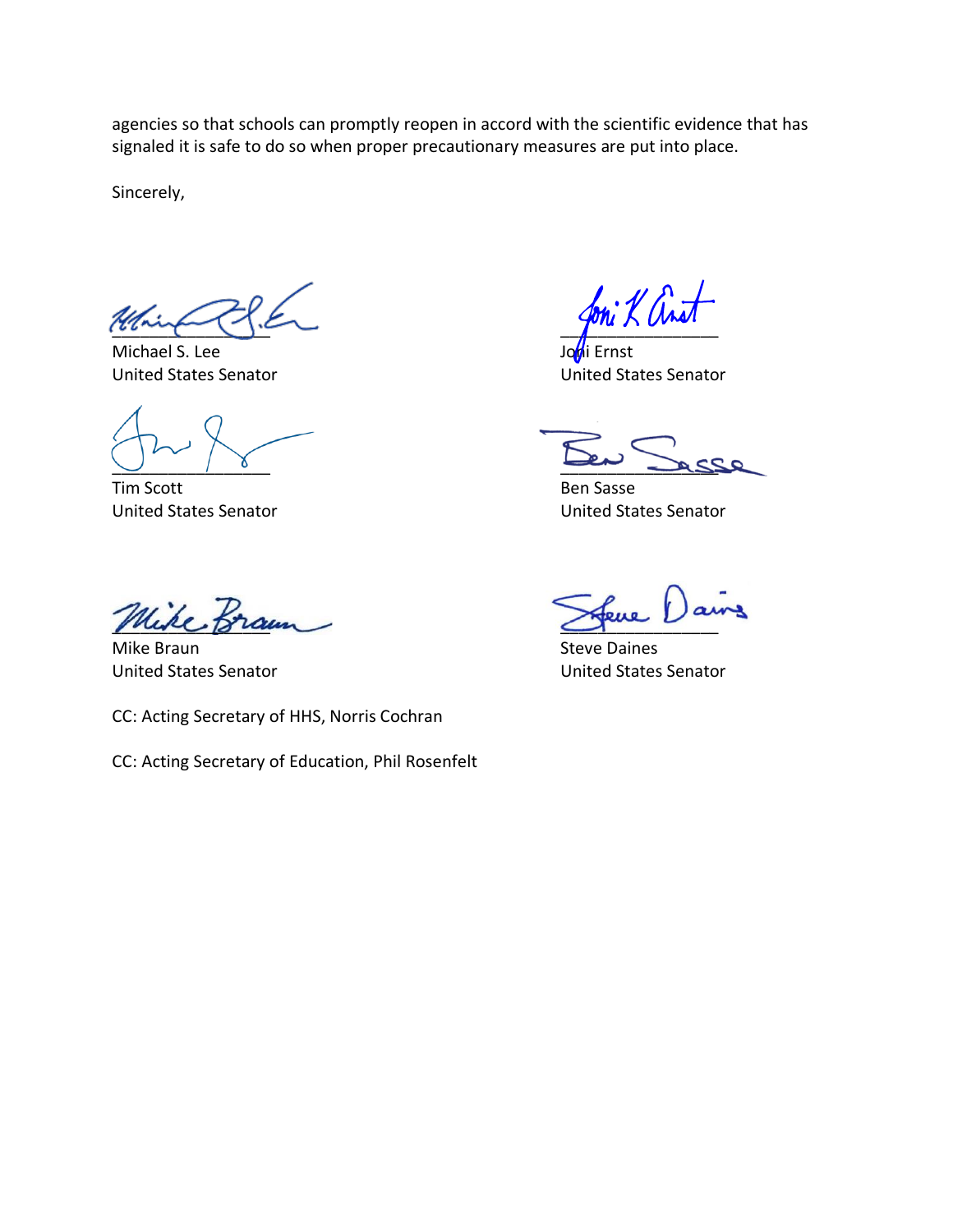agencies so that schools can promptly reopen in accord with the scientific evidence that has signaled it is safe to do so when proper precautionary measures are put into place.

Sincerely,

Michael S. Lee
United States Senator

Joni Ernst
United States Senator

Tim Scott
United States Senator

Ben Sasse
United States Senator

Mike Braun
United States Senator

Steve Daines
United States Senator

CC: Acting Secretary of HHS, Norris Cochran

CC: Acting Secretary of Education, Phil Rosenfelt